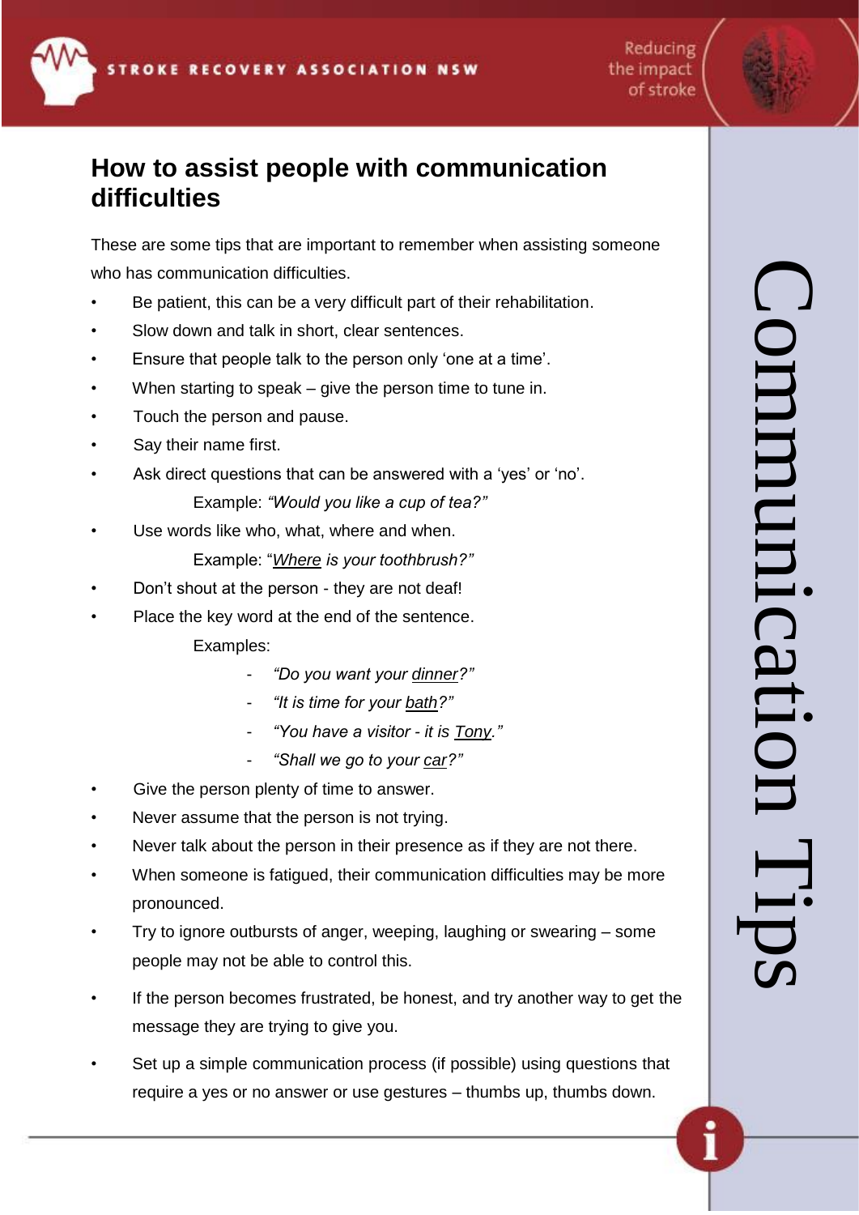# How to assist people with communication difficulties

These are some tips that are important to remember when assisting someone who has communication difficulties.

- Be patient, this can be a very difficult part of their rehabilitation.
- Slow down and talk in short, clear sentences.
- Ensure that people talk to the person only 'one at a time'.
- When starting to speak – give the person time to tune in.
- Touch the person and pause.
- Say their name first.
- Ask direct questions that can be answered with a 'yes' or 'no'.

  Example: *"Would you like a cup of tea?"*
- Use words like who, what, where and when.

  Example: "*<u>Where</u> is your toothbrush?"*
- Don't shout at the person - they are not deaf!
- Place the key word at the end of the sentence.

  Examples:
  - *"Do you want your <u>dinner</u>?"*
  - *"It is time for your <u>bath</u>?"*
  - *"You have a visitor - it is <u>Tony</u>."*
  - *"Shall we go to your <u>car</u>?"*
- Give the person plenty of time to answer.
- Never assume that the person is not trying.
- Never talk about the person in their presence as if they are not there.
- When someone is fatigued, their communication difficulties may be more pronounced.
- Try to ignore outbursts of anger, weeping, laughing or swearing – some people may not be able to control this.
- If the person becomes frustrated, be honest, and try another way to get the message they are trying to give you.
- Set up a simple communication process (if possible) using questions that require a yes or no answer or use gestures – thumbs up, thumbs down.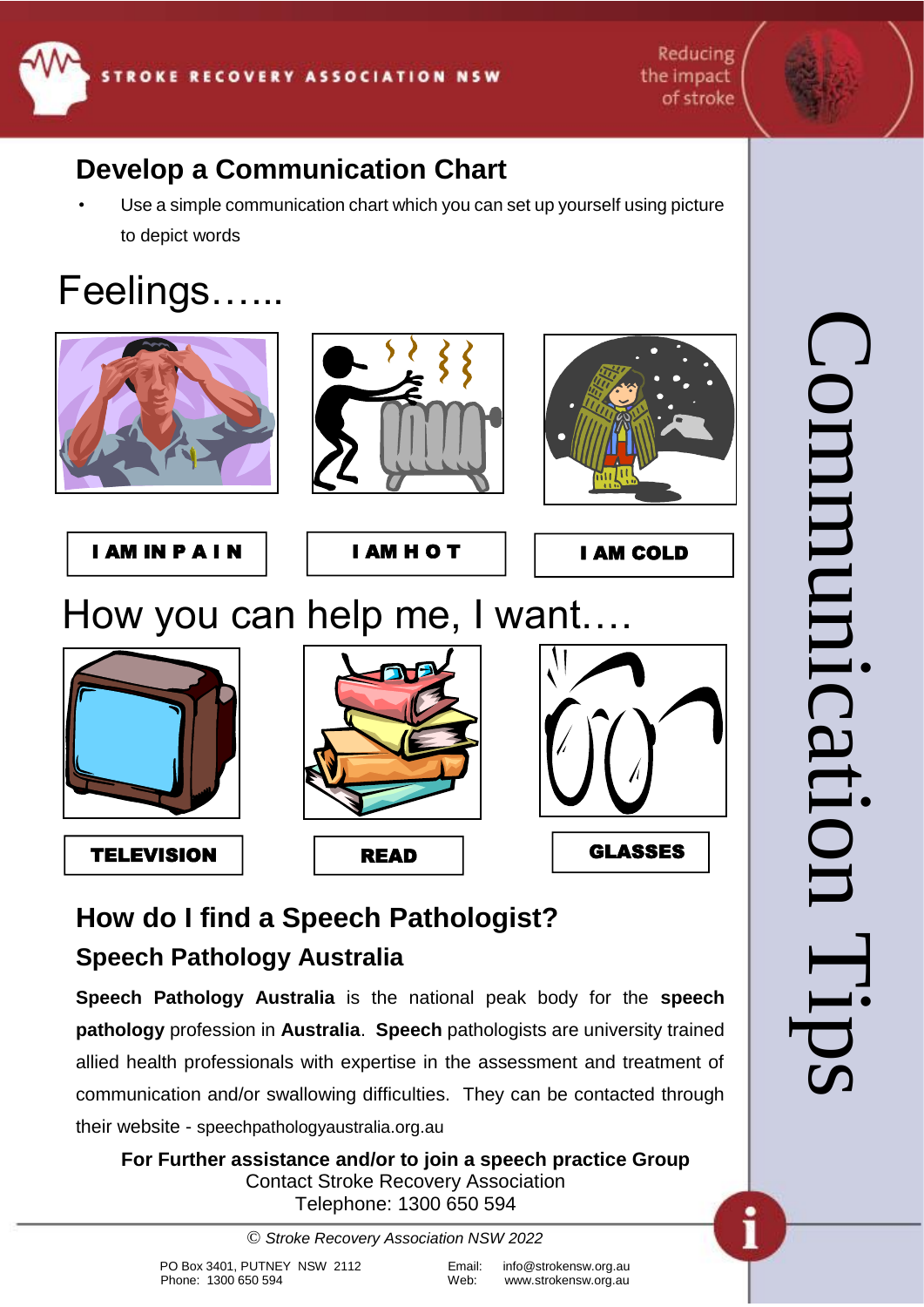## Develop a Communication Chart

- Use a simple communication chart which you can set up yourself using picture to depict words

# Feelings…...

**I AM IN PAIN**

**I AM HOT**

**I AM COLD**

# How you can help me, I want….

**TELEVISION**

**READ**

**GLASSES**

## How do I find a Speech Pathologist?

### Speech Pathology Australia

**Speech Pathology Australia** is the national peak body for the **speech pathology** profession in **Australia**. **Speech** pathologists are university trained allied health professionals with expertise in the assessment and treatment of communication and/or swallowing difficulties. They can be contacted through their website - speechpathologyaustralia.org.au

**For Further assistance and/or to join a speech practice Group**
Contact Stroke Recovery Association
Telephone: 1300 650 594

© *Stroke Recovery Association NSW 2022*

PO Box 3401, PUTNEY NSW 2112
Phone: 1300 650 594

Email: info@strokensw.org.au
Web: www.strokensw.org.au